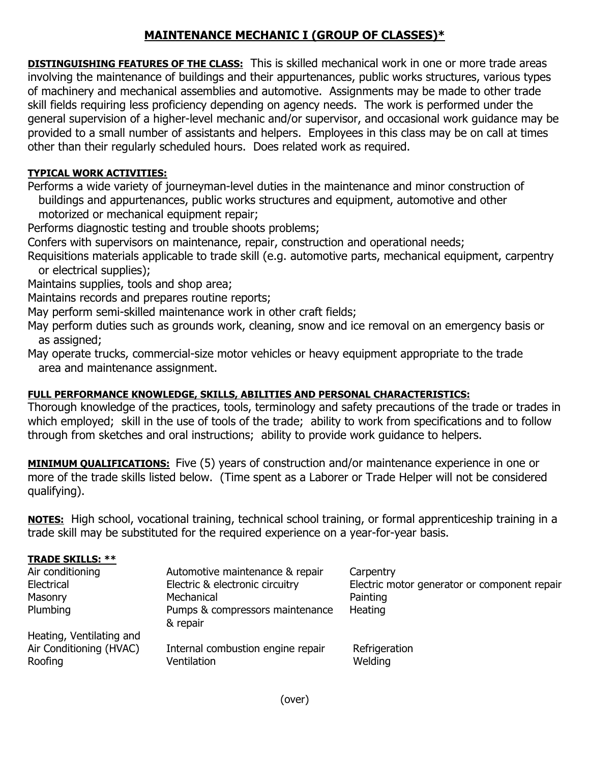# MAINTENANCE MECHANIC I (GROUP OF CLASSES)*

**DISTINGUISHING FEATURES OF THE CLASS:** This is skilled mechanical work in one or more trade areas involving the maintenance of buildings and their appurtenances, public works structures, various types of machinery and mechanical assemblies and automotive. Assignments may be made to other trade skill fields requiring less proficiency depending on agency needs. The work is performed under the general supervision of a higher-level mechanic and/or supervisor, and occasional work guidance may be provided to a small number of assistants and helpers. Employees in this class may be on call at times other than their regularly scheduled hours. Does related work as required.

**TYPICAL WORK ACTIVITIES:**

Performs a wide variety of journeyman-level duties in the maintenance and minor construction of buildings and appurtenances, public works structures and equipment, automotive and other motorized or mechanical equipment repair;
Performs diagnostic testing and trouble shoots problems;
Confers with supervisors on maintenance, repair, construction and operational needs;
Requisitions materials applicable to trade skill (e.g. automotive parts, mechanical equipment, carpentry or electrical supplies);
Maintains supplies, tools and shop area;
Maintains records and prepares routine reports;
May perform semi-skilled maintenance work in other craft fields;
May perform duties such as grounds work, cleaning, snow and ice removal on an emergency basis or as assigned;
May operate trucks, commercial-size motor vehicles or heavy equipment appropriate to the trade area and maintenance assignment.

**FULL PERFORMANCE KNOWLEDGE, SKILLS, ABILITIES AND PERSONAL CHARACTERISTICS:**
Thorough knowledge of the practices, tools, terminology and safety precautions of the trade or trades in which employed; skill in the use of tools of the trade; ability to work from specifications and to follow through from sketches and oral instructions; ability to provide work guidance to helpers.

**MINIMUM QUALIFICATIONS:** Five (5) years of construction and/or maintenance experience in one or more of the trade skills listed below. (Time spent as a Laborer or Trade Helper will not be considered qualifying).

**NOTES:** High school, vocational training, technical school training, or formal apprenticeship training in a trade skill may be substituted for the required experience on a year-for-year basis.

**TRADE SKILLS: ****

| | | |
|---|---|---|
| Air conditioning | Automotive maintenance & repair | Carpentry |
| Electrical | Electric & electronic circuitry | Electric motor generator or component repair |
| Masonry | Mechanical | Painting |
| Plumbing | Pumps & compressors maintenance & repair | Heating |
| Heating, Ventilating and Air Conditioning (HVAC) | Internal combustion engine repair | Refrigeration |
| Roofing | Ventilation | Welding |

(over)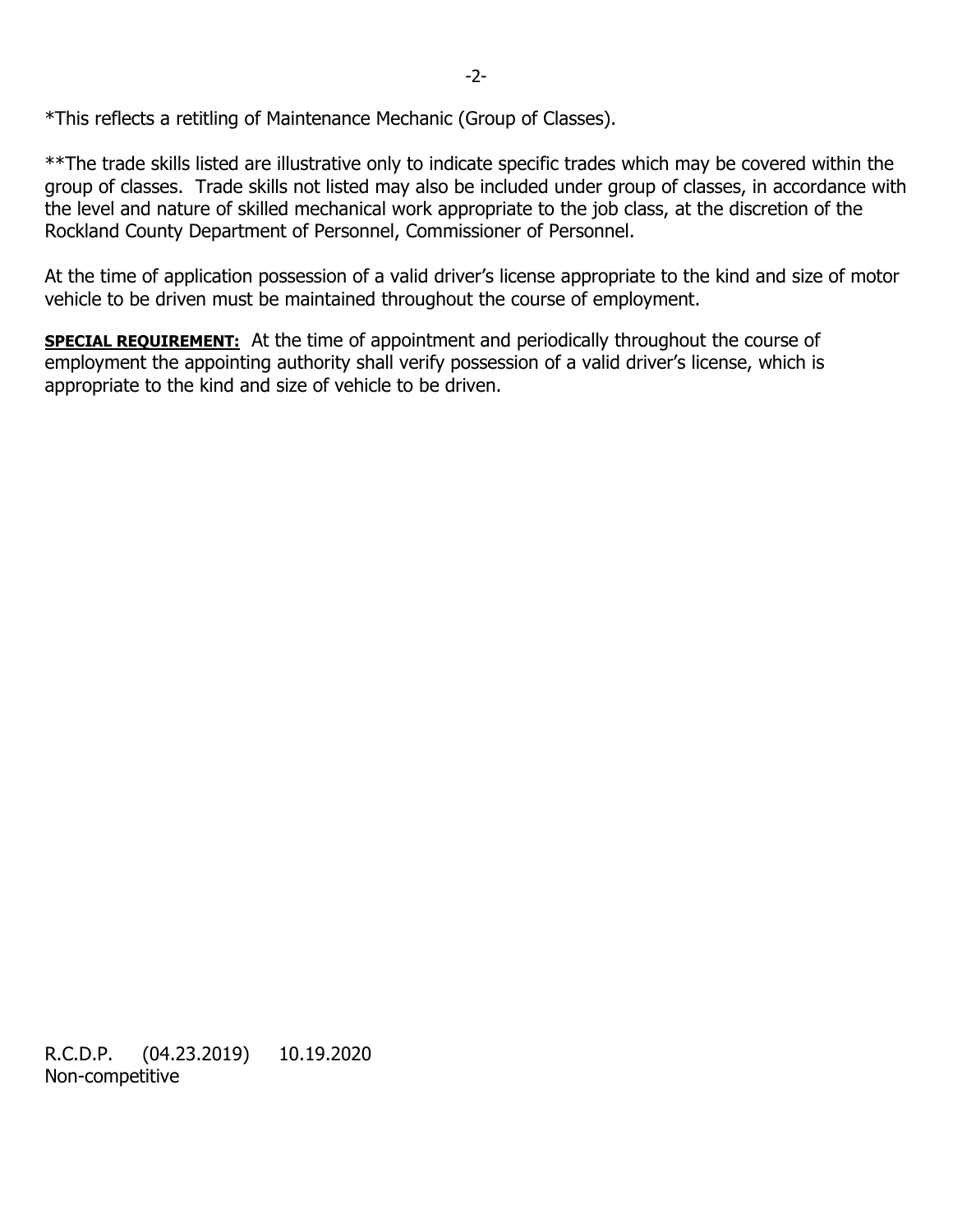*This reflects a retitling of Maintenance Mechanic (Group of Classes).

**The trade skills listed are illustrative only to indicate specific trades which may be covered within the group of classes. Trade skills not listed may also be included under group of classes, in accordance with the level and nature of skilled mechanical work appropriate to the job class, at the discretion of the Rockland County Department of Personnel, Commissioner of Personnel.

At the time of application possession of a valid driver's license appropriate to the kind and size of motor vehicle to be driven must be maintained throughout the course of employment.

**SPECIAL REQUIREMENT:** At the time of appointment and periodically throughout the course of employment the appointing authority shall verify possession of a valid driver's license, which is appropriate to the kind and size of vehicle to be driven.

R.C.D.P. (04.23.2019) 10.19.2020
Non-competitive